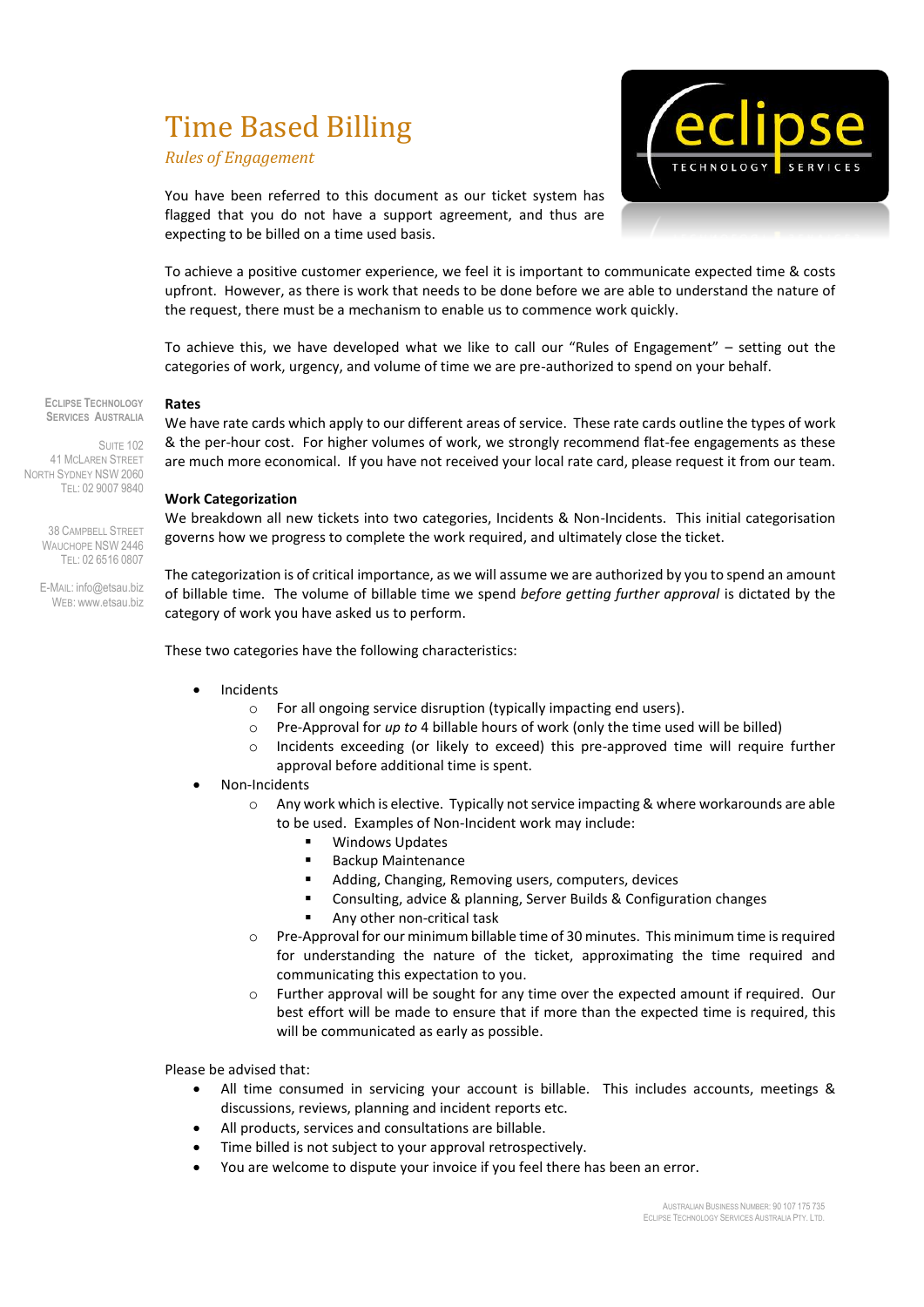# Time Based Billing

*Rules of Engagement*

You have been referred to this document as our ticket system has flagged that you do not have a support agreement, and thus are expecting to be billed on a time used basis.

To achieve a positive customer experience, we feel it is important to communicate expected time & costs upfront. However, as there is work that needs to be done before we are able to understand the nature of the request, there must be a mechanism to enable us to commence work quickly.

To achieve this, we have developed what we like to call our "Rules of Engagement" – setting out the categories of work, urgency, and volume of time we are pre-authorized to spend on your behalf.

ECLIPSE TECHNOLOGY SERVICES AUSTRALIA

SUITE 102
41 MCLAREN STREET
NORTH SYDNEY NSW 2060
TEL: 02 9007 9840

38 CAMPBELL STREET
WAUCHOPE NSW 2446
TEL: 02 6516 0807

E-MAIL: info@etsau.biz
WEB: www.etsau.biz

**Rates**

We have rate cards which apply to our different areas of service. These rate cards outline the types of work & the per-hour cost. For higher volumes of work, we strongly recommend flat-fee engagements as these are much more economical. If you have not received your local rate card, please request it from our team.

**Work Categorization**

We breakdown all new tickets into two categories, Incidents & Non-Incidents. This initial categorisation governs how we progress to complete the work required, and ultimately close the ticket.

The categorization is of critical importance, as we will assume we are authorized by you to spend an amount of billable time. The volume of billable time we spend *before getting further approval* is dictated by the category of work you have asked us to perform.

These two categories have the following characteristics:

- Incidents
  - For all ongoing service disruption (typically impacting end users).
  - Pre-Approval for *up to* 4 billable hours of work (only the time used will be billed)
  - Incidents exceeding (or likely to exceed) this pre-approved time will require further approval before additional time is spent.
- Non-Incidents
  - Any work which is elective. Typically not service impacting & where workarounds are able to be used. Examples of Non-Incident work may include:
    - Windows Updates
    - Backup Maintenance
    - Adding, Changing, Removing users, computers, devices
    - Consulting, advice & planning, Server Builds & Configuration changes
    - Any other non-critical task
  - Pre-Approval for our minimum billable time of 30 minutes. This minimum time is required for understanding the nature of the ticket, approximating the time required and communicating this expectation to you.
  - Further approval will be sought for any time over the expected amount if required. Our best effort will be made to ensure that if more than the expected time is required, this will be communicated as early as possible.

Please be advised that:

- All time consumed in servicing your account is billable. This includes accounts, meetings & discussions, reviews, planning and incident reports etc.
- All products, services and consultations are billable.
- Time billed is not subject to your approval retrospectively.
- You are welcome to dispute your invoice if you feel there has been an error.

AUSTRALIAN BUSINESS NUMBER: 90 107 175 735
ECLIPSE TECHNOLOGY SERVICES AUSTRALIA PTY. LTD.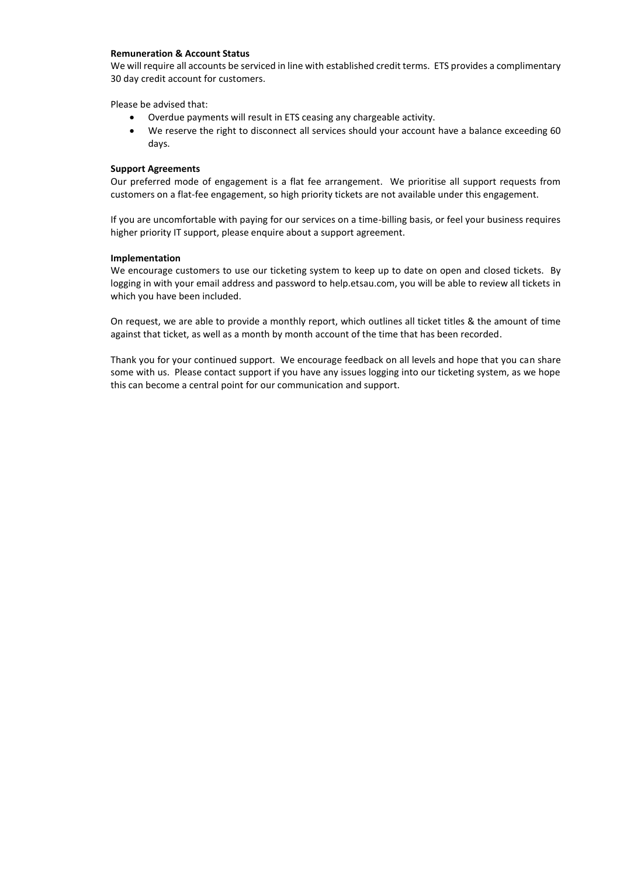**Remuneration & Account Status**

We will require all accounts be serviced in line with established credit terms. ETS provides a complimentary 30 day credit account for customers.

Please be advised that:

- Overdue payments will result in ETS ceasing any chargeable activity.
- We reserve the right to disconnect all services should your account have a balance exceeding 60 days.

**Support Agreements**

Our preferred mode of engagement is a flat fee arrangement. We prioritise all support requests from customers on a flat-fee engagement, so high priority tickets are not available under this engagement.

If you are uncomfortable with paying for our services on a time-billing basis, or feel your business requires higher priority IT support, please enquire about a support agreement.

**Implementation**

We encourage customers to use our ticketing system to keep up to date on open and closed tickets. By logging in with your email address and password to help.etsau.com, you will be able to review all tickets in which you have been included.

On request, we are able to provide a monthly report, which outlines all ticket titles & the amount of time against that ticket, as well as a month by month account of the time that has been recorded.

Thank you for your continued support. We encourage feedback on all levels and hope that you can share some with us. Please contact support if you have any issues logging into our ticketing system, as we hope this can become a central point for our communication and support.